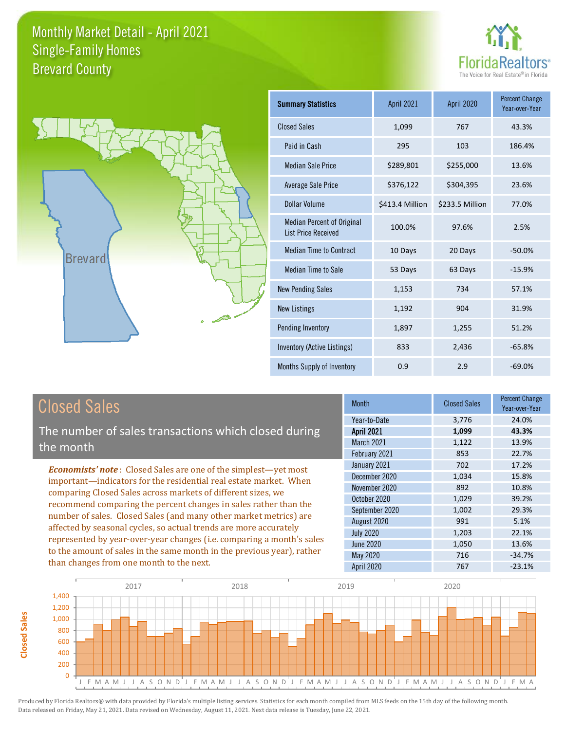# Monthly Market Detail - April 2021
## Single-Family Homes
## Brevard County

FloridaRealtors®
The Voice for Real Estate® in Florida

Brevard

| Summary Statistics | April 2021 | April 2020 | Percent Change Year-over-Year |
|---|---|---|---|
| Closed Sales | 1,099 | 767 | 43.3% |
| Paid in Cash | 295 | 103 | 186.4% |
| Median Sale Price | $289,801 | $255,000 | 13.6% |
| Average Sale Price | $376,122 | $304,395 | 23.6% |
| Dollar Volume | $413.4 Million | $233.5 Million | 77.0% |
| Median Percent of Original List Price Received | 100.0% | 97.6% | 2.5% |
| Median Time to Contract | 10 Days | 20 Days | -50.0% |
| Median Time to Sale | 53 Days | 63 Days | -15.9% |
| New Pending Sales | 1,153 | 734 | 57.1% |
| New Listings | 1,192 | 904 | 31.9% |
| Pending Inventory | 1,897 | 1,255 | 51.2% |
| Inventory (Active Listings) | 833 | 2,436 | -65.8% |
| Months Supply of Inventory | 0.9 | 2.9 | -69.0% |

## Closed Sales

The number of sales transactions which closed during the month

***Economists' note***: Closed Sales are one of the simplest—yet most important—indicators for the residential real estate market. When comparing Closed Sales across markets of different sizes, we recommend comparing the percent changes in sales rather than the number of sales. Closed Sales (and many other market metrics) are affected by seasonal cycles, so actual trends are more accurately represented by year-over-year changes (i.e. comparing a month's sales to the amount of sales in the same month in the previous year), rather than changes from one month to the next.

| Month | Closed Sales | Percent Change Year-over-Year |
|---|---|---|
| Year-to-Date | 3,776 | 24.0% |
| **April 2021** | **1,099** | **43.3%** |
| March 2021 | 1,122 | 13.9% |
| February 2021 | 853 | 22.7% |
| January 2021 | 702 | 17.2% |
| December 2020 | 1,034 | 15.8% |
| November 2020 | 892 | 10.8% |
| October 2020 | 1,029 | 39.2% |
| September 2020 | 1,002 | 29.3% |
| August 2020 | 991 | 5.1% |
| July 2020 | 1,203 | 22.1% |
| June 2020 | 1,050 | 13.6% |
| May 2020 | 716 | -34.7% |
| April 2020 | 767 | -23.1% |

Closed Sales
2017 2018 2019 2020
1,400
1,200
1,000
800
600
400
200
0
J F M A M J J A S O N D J F M A M J J A S O N D J F M A M J J A S O N D J F M A M J J A S O N D J F M A

Produced by Florida Realtors® with data provided by Florida's multiple listing services. Statistics for each month compiled from MLS feeds on the 15th day of the following month. Data released on Friday, May 21, 2021. Data revised on Wednesday, August 11, 2021. Next data release is Tuesday, June 22, 2021.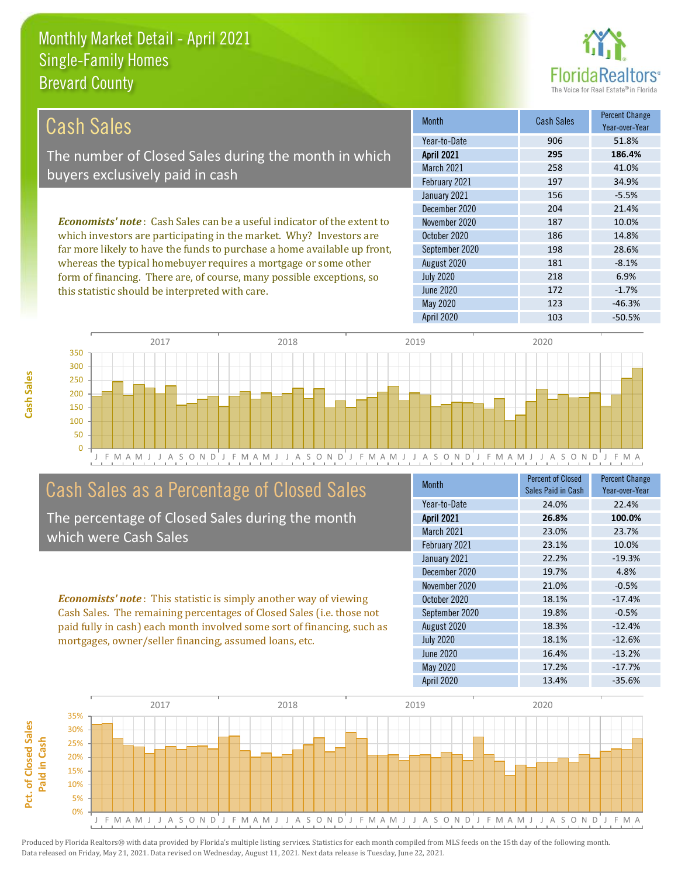Monthly Market Detail - April 2021
Single-Family Homes
Brevard County

## Cash Sales

The number of Closed Sales during the month in which buyers exclusively paid in cash

***Economists' note***: Cash Sales can be a useful indicator of the extent to which investors are participating in the market. Why? Investors are far more likely to have the funds to purchase a home available up front, whereas the typical homebuyer requires a mortgage or some other form of financing. There are, of course, many possible exceptions, so this statistic should be interpreted with care.

| Month | Cash Sales | Percent Change Year-over-Year |
|---|---|---|
| Year-to-Date | 906 | 51.8% |
| **April 2021** | **295** | **186.4%** |
| March 2021 | 258 | 41.0% |
| February 2021 | 197 | 34.9% |
| January 2021 | 156 | -5.5% |
| December 2020 | 204 | 21.4% |
| November 2020 | 187 | 10.0% |
| October 2020 | 186 | 14.8% |
| September 2020 | 198 | 28.6% |
| August 2020 | 181 | -8.1% |
| July 2020 | 218 | 6.9% |
| June 2020 | 172 | -1.7% |
| May 2020 | 123 | -46.3% |
| April 2020 | 103 | -50.5% |

Cash Sales
2017 2018 2019 2020
350 300 250 200 150 100 50 0
J F M A M J J A S O N D J F M A M J J A S O N D J F M A M J J A S O N D J F M A M J J A S O N D J F M A

## Cash Sales as a Percentage of Closed Sales

The percentage of Closed Sales during the month which were Cash Sales

***Economists' note***: This statistic is simply another way of viewing Cash Sales. The remaining percentages of Closed Sales (i.e. those not paid fully in cash) each month involved some sort of financing, such as mortgages, owner/seller financing, assumed loans, etc.

| Month | Percent of Closed Sales Paid in Cash | Percent Change Year-over-Year |
|---|---|---|
| Year-to-Date | 24.0% | 22.4% |
| **April 2021** | **26.8%** | **100.0%** |
| March 2021 | 23.0% | 23.7% |
| February 2021 | 23.1% | 10.0% |
| January 2021 | 22.2% | -19.3% |
| December 2020 | 19.7% | 4.8% |
| November 2020 | 21.0% | -0.5% |
| October 2020 | 18.1% | -17.4% |
| September 2020 | 19.8% | -0.5% |
| August 2020 | 18.3% | -12.4% |
| July 2020 | 18.1% | -12.6% |
| June 2020 | 16.4% | -13.2% |
| May 2020 | 17.2% | -17.7% |
| April 2020 | 13.4% | -35.6% |

Pct. of Closed Sales Paid in Cash
2017 2018 2019 2020
35% 30% 25% 20% 15% 10% 5% 0%
J F M A M J J A S O N D J F M A M J J A S O N D J F M A M J J A S O N D J F M A M J J A S O N D J F M A

Produced by Florida Realtors® with data provided by Florida's multiple listing services. Statistics for each month compiled from MLS feeds on the 15th day of the following month. Data released on Friday, May 21, 2021. Data revised on Wednesday, August 11, 2021. Next data release is Tuesday, June 22, 2021.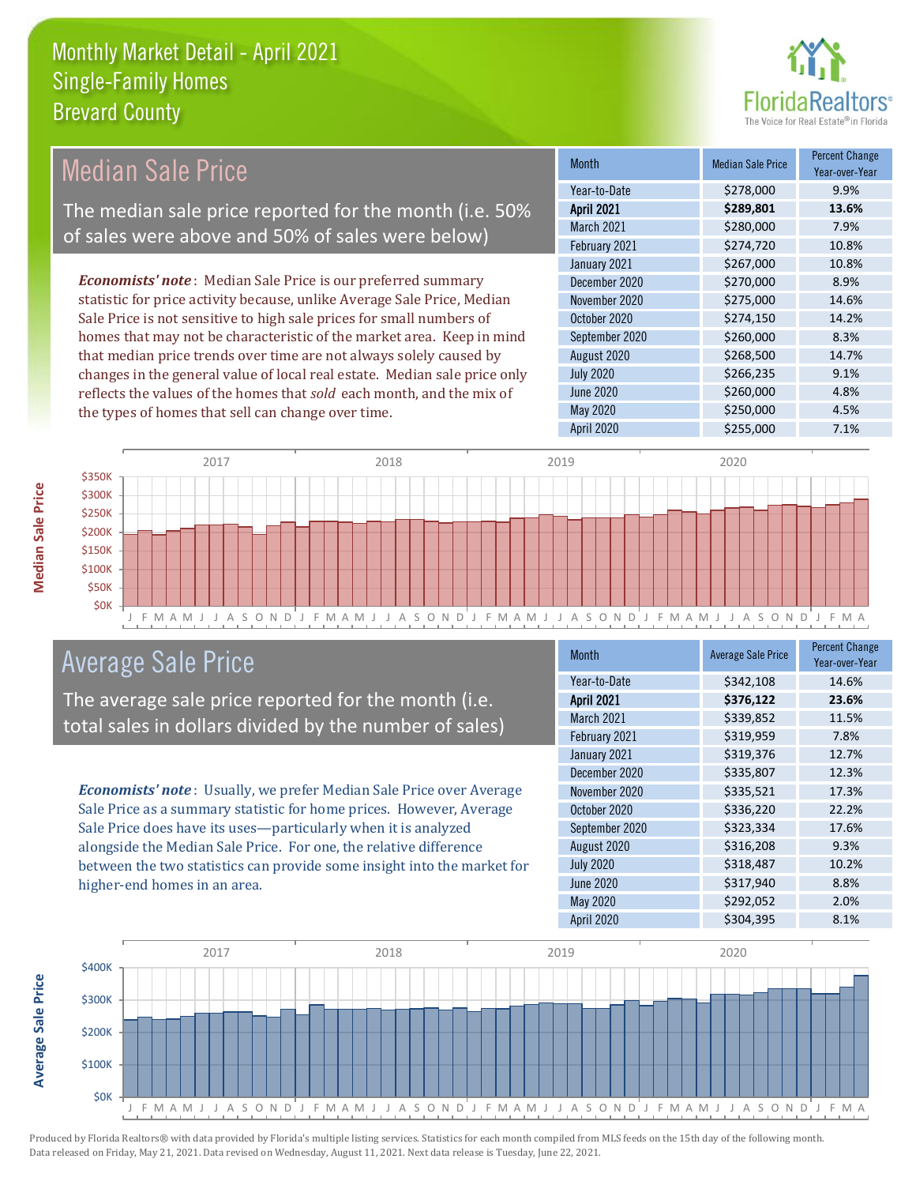# Monthly Market Detail - April 2021
## Single-Family Homes
## Brevard County

## Median Sale Price

The median sale price reported for the month (i.e. 50% of sales were above and 50% of sales were below)

*Economists' note*: Median Sale Price is our preferred summary statistic for price activity because, unlike Average Sale Price, Median Sale Price is not sensitive to high sale prices for small numbers of homes that may not be characteristic of the market area. Keep in mind that median price trends over time are not always solely caused by changes in the general value of local real estate. Median sale price only reflects the values of the homes that *sold* each month, and the mix of the types of homes that sell can change over time.

| Month | Median Sale Price | Percent Change Year-over-Year |
|---|---|---|
| Year-to-Date | $278,000 | 9.9% |
| **April 2021** | **$289,801** | **13.6%** |
| March 2021 | $280,000 | 7.9% |
| February 2021 | $274,720 | 10.8% |
| January 2021 | $267,000 | 10.8% |
| December 2020 | $270,000 | 8.9% |
| November 2020 | $275,000 | 14.6% |
| October 2020 | $274,150 | 14.2% |
| September 2020 | $260,000 | 8.3% |
| August 2020 | $268,500 | 14.7% |
| July 2020 | $266,235 | 9.1% |
| June 2020 | $260,000 | 4.8% |
| May 2020 | $250,000 | 4.5% |
| April 2020 | $255,000 | 7.1% |

## Average Sale Price

The average sale price reported for the month (i.e. total sales in dollars divided by the number of sales)

*Economists' note*: Usually, we prefer Median Sale Price over Average Sale Price as a summary statistic for home prices. However, Average Sale Price does have its uses—particularly when it is analyzed alongside the Median Sale Price. For one, the relative difference between the two statistics can provide some insight into the market for higher-end homes in an area.

| Month | Average Sale Price | Percent Change Year-over-Year |
|---|---|---|
| Year-to-Date | $342,108 | 14.6% |
| **April 2021** | **$376,122** | **23.6%** |
| March 2021 | $339,852 | 11.5% |
| February 2021 | $319,959 | 7.8% |
| January 2021 | $319,376 | 12.7% |
| December 2020 | $335,807 | 12.3% |
| November 2020 | $335,521 | 17.3% |
| October 2020 | $336,220 | 22.2% |
| September 2020 | $323,334 | 17.6% |
| August 2020 | $316,208 | 9.3% |
| July 2020 | $318,487 | 10.2% |
| June 2020 | $317,940 | 8.8% |
| May 2020 | $292,052 | 2.0% |
| April 2020 | $304,395 | 8.1% |

Produced by Florida Realtors® with data provided by Florida's multiple listing services. Statistics for each month compiled from MLS feeds on the 15th day of the following month. Data released on Friday, May 21, 2021. Data revised on Wednesday, August 11, 2021. Next data release is Tuesday, June 22, 2021.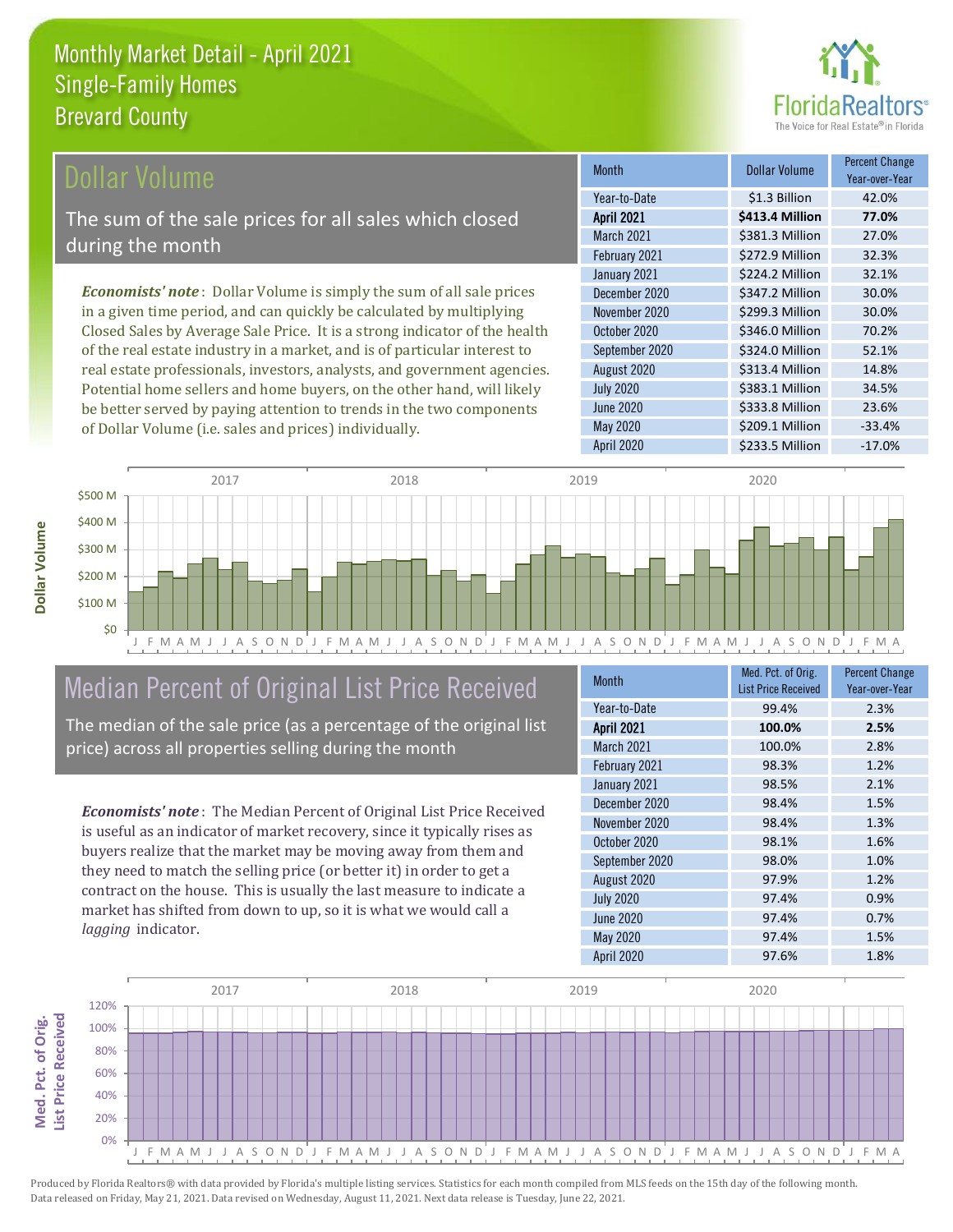# Monthly Market Detail - April 2021
## Single-Family Homes
## Brevard County

## Dollar Volume

The sum of the sale prices for all sales which closed during the month

*Economists' note*: Dollar Volume is simply the sum of all sale prices in a given time period, and can quickly be calculated by multiplying Closed Sales by Average Sale Price. It is a strong indicator of the health of the real estate industry in a market, and is of particular interest to real estate professionals, investors, analysts, and government agencies. Potential home sellers and home buyers, on the other hand, will likely be better served by paying attention to trends in the two components of Dollar Volume (i.e. sales and prices) individually.

| Month | Dollar Volume | Percent Change Year-over-Year |
|---|---|---|
| Year-to-Date | $1.3 Billion | 42.0% |
| **April 2021** | **$413.4 Million** | **77.0%** |
| March 2021 | $381.3 Million | 27.0% |
| February 2021 | $272.9 Million | 32.3% |
| January 2021 | $224.2 Million | 32.1% |
| December 2020 | $347.2 Million | 30.0% |
| November 2020 | $299.3 Million | 30.0% |
| October 2020 | $346.0 Million | 70.2% |
| September 2020 | $324.0 Million | 52.1% |
| August 2020 | $313.4 Million | 14.8% |
| July 2020 | $383.1 Million | 34.5% |
| June 2020 | $333.8 Million | 23.6% |
| May 2020 | $209.1 Million | -33.4% |
| April 2020 | $233.5 Million | -17.0% |

Dollar Volume

2017 2018 2019 2020

$500 M
$400 M
$300 M
$200 M
$100 M
$0

J F M A M J J A S O N D J F M A M J J A S O N D J F M A M J J A S O N D J F M A M J J A S O N D J F M A

## Median Percent of Original List Price Received

The median of the sale price (as a percentage of the original list price) across all properties selling during the month

*Economists' note*: The Median Percent of Original List Price Received is useful as an indicator of market recovery, since it typically rises as buyers realize that the market may be moving away from them and they need to match the selling price (or better it) in order to get a contract on the house. This is usually the last measure to indicate a market has shifted from down to up, so it is what we would call a *lagging* indicator.

| Month | Med. Pct. of Orig. List Price Received | Percent Change Year-over-Year |
|---|---|---|
| Year-to-Date | 99.4% | 2.3% |
| **April 2021** | **100.0%** | **2.5%** |
| March 2021 | 100.0% | 2.8% |
| February 2021 | 98.3% | 1.2% |
| January 2021 | 98.5% | 2.1% |
| December 2020 | 98.4% | 1.5% |
| November 2020 | 98.4% | 1.3% |
| October 2020 | 98.1% | 1.6% |
| September 2020 | 98.0% | 1.0% |
| August 2020 | 97.9% | 1.2% |
| July 2020 | 97.4% | 0.9% |
| June 2020 | 97.4% | 0.7% |
| May 2020 | 97.4% | 1.5% |
| April 2020 | 97.6% | 1.8% |

Med. Pct. of Orig. List Price Received

2017 2018 2019 2020

120%
100%
80%
60%
40%
20%
0%

J F M A M J J A S O N D J F M A M J J A S O N D J F M A M J J A S O N D J F M A M J J A S O N D J F M A

Produced by Florida Realtors® with data provided by Florida's multiple listing services. Statistics for each month compiled from MLS feeds on the 15th day of the following month. Data released on Friday, May 21, 2021. Data revised on Wednesday, August 11, 2021. Next data release is Tuesday, June 22, 2021.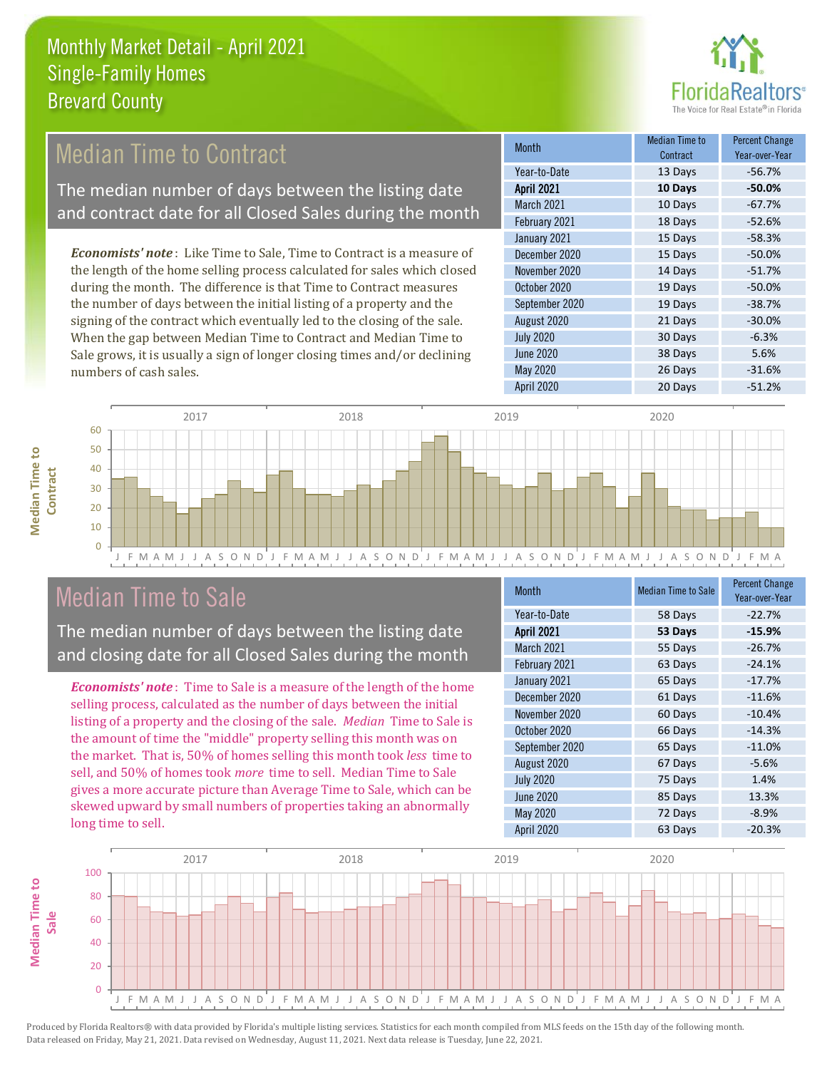# Monthly Market Detail - April 2021
## Single-Family Homes
## Brevard County

FloridaRealtors®
The Voice for Real Estate® in Florida

## Median Time to Contract

The median number of days between the listing date and contract date for all Closed Sales during the month

*Economists' note*: Like Time to Sale, Time to Contract is a measure of the length of the home selling process calculated for sales which closed during the month. The difference is that Time to Contract measures the number of days between the initial listing of a property and the signing of the contract which eventually led to the closing of the sale. When the gap between Median Time to Contract and Median Time to Sale grows, it is usually a sign of longer closing times and/or declining numbers of cash sales.

| Month | Median Time to Contract | Percent Change Year-over-Year |
|---|---|---|
| Year-to-Date | 13 Days | -56.7% |
| **April 2021** | **10 Days** | **-50.0%** |
| March 2021 | 10 Days | -67.7% |
| February 2021 | 18 Days | -52.6% |
| January 2021 | 15 Days | -58.3% |
| December 2020 | 15 Days | -50.0% |
| November 2020 | 14 Days | -51.7% |
| October 2020 | 19 Days | -50.0% |
| September 2020 | 19 Days | -38.7% |
| August 2020 | 21 Days | -30.0% |
| July 2020 | 30 Days | -6.3% |
| June 2020 | 38 Days | 5.6% |
| May 2020 | 26 Days | -31.6% |
| April 2020 | 20 Days | -51.2% |

Median Time to Contract

2017 2018 2019 2020

0 10 20 30 40 50 60

J F M A M J J A S O N D J F M A M J J A S O N D J F M A M J J A S O N D J F M A M J J A S O N D J F M A

## Median Time to Sale

The median number of days between the listing date and closing date for all Closed Sales during the month

*Economists' note*: Time to Sale is a measure of the length of the home selling process, calculated as the number of days between the initial listing of a property and the closing of the sale. *Median* Time to Sale is the amount of time the "middle" property selling this month was on the market. That is, 50% of homes selling this month took *less* time to sell, and 50% of homes took *more* time to sell. Median Time to Sale gives a more accurate picture than Average Time to Sale, which can be skewed upward by small numbers of properties taking an abnormally long time to sell.

| Month | Median Time to Sale | Percent Change Year-over-Year |
|---|---|---|
| Year-to-Date | 58 Days | -22.7% |
| **April 2021** | **53 Days** | **-15.9%** |
| March 2021 | 55 Days | -26.7% |
| February 2021 | 63 Days | -24.1% |
| January 2021 | 65 Days | -17.7% |
| December 2020 | 61 Days | -11.6% |
| November 2020 | 60 Days | -10.4% |
| October 2020 | 66 Days | -14.3% |
| September 2020 | 65 Days | -11.0% |
| August 2020 | 67 Days | -5.6% |
| July 2020 | 75 Days | 1.4% |
| June 2020 | 85 Days | 13.3% |
| May 2020 | 72 Days | -8.9% |
| April 2020 | 63 Days | -20.3% |

Median Time to Sale

2017 2018 2019 2020

0 20 40 60 80 100

J F M A M J J A S O N D J F M A M J J A S O N D J F M A M J J A S O N D J F M A M J J A S O N D J F M A

Produced by Florida Realtors® with data provided by Florida's multiple listing services. Statistics for each month compiled from MLS feeds on the 15th day of the following month. Data released on Friday, May 21, 2021. Data revised on Wednesday, August 11, 2021. Next data release is Tuesday, June 22, 2021.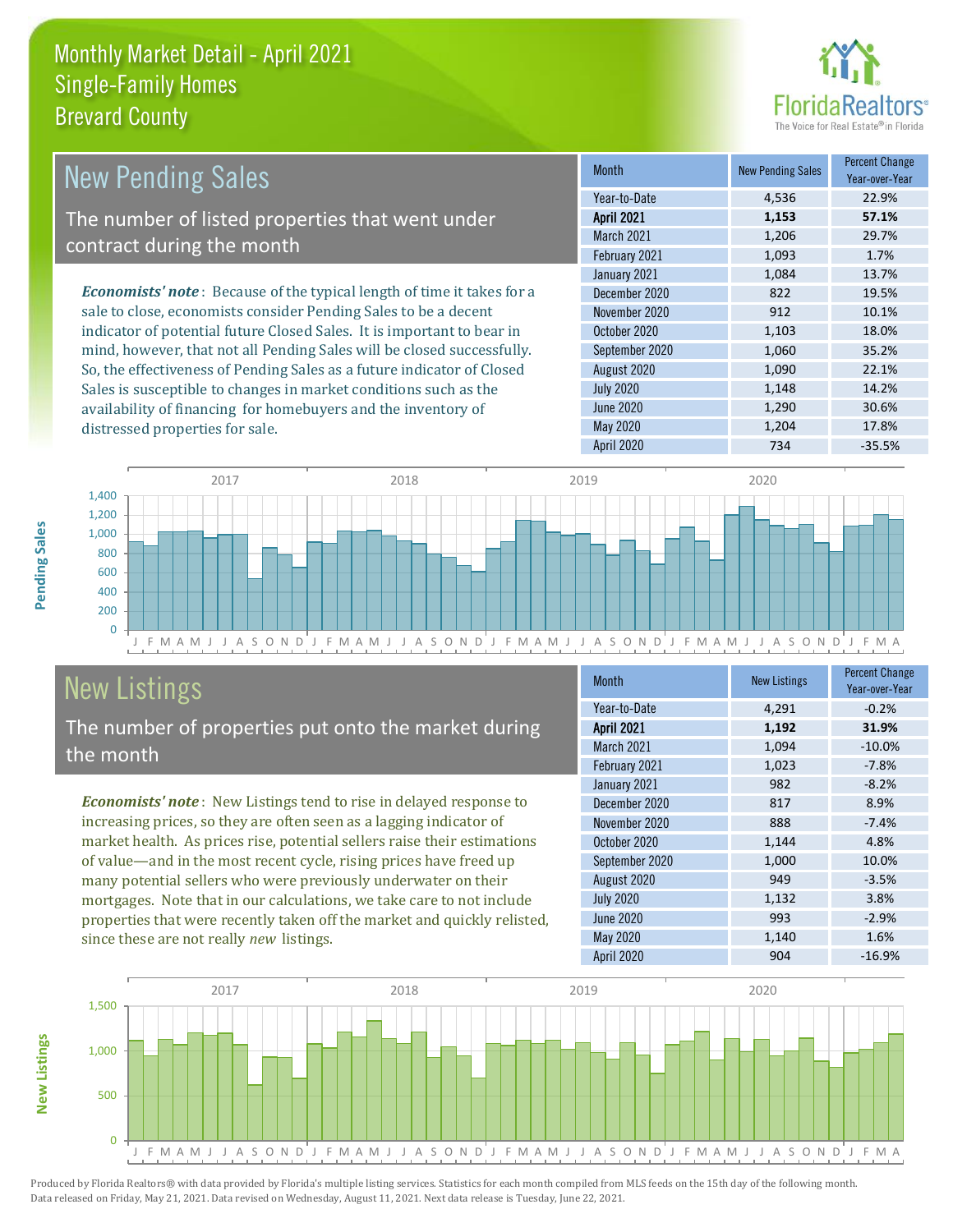# Monthly Market Detail - April 2021
## Single-Family Homes
## Brevard County

## New Pending Sales

The number of listed properties that went under contract during the month

*Economists' note*: Because of the typical length of time it takes for a sale to close, economists consider Pending Sales to be a decent indicator of potential future Closed Sales. It is important to bear in mind, however, that not all Pending Sales will be closed successfully. So, the effectiveness of Pending Sales as a future indicator of Closed Sales is susceptible to changes in market conditions such as the availability of financing for homebuyers and the inventory of distressed properties for sale.

| Month | New Pending Sales | Percent Change Year-over-Year |
|---|---|---|
| Year-to-Date | 4,536 | 22.9% |
| **April 2021** | **1,153** | **57.1%** |
| March 2021 | 1,206 | 29.7% |
| February 2021 | 1,093 | 1.7% |
| January 2021 | 1,084 | 13.7% |
| December 2020 | 822 | 19.5% |
| November 2020 | 912 | 10.1% |
| October 2020 | 1,103 | 18.0% |
| September 2020 | 1,060 | 35.2% |
| August 2020 | 1,090 | 22.1% |
| July 2020 | 1,148 | 14.2% |
| June 2020 | 1,290 | 30.6% |
| May 2020 | 1,204 | 17.8% |
| April 2020 | 734 | -35.5% |

Pending Sales

2017 2018 2019 2020

1,400 1,200 1,000 800 600 400 200 0

J F M A M J J A S O N D J F M A M J J A S O N D J F M A M J J A S O N D J F M A M J J A S O N D J F M A

## New Listings

The number of properties put onto the market during the month

*Economists' note*: New Listings tend to rise in delayed response to increasing prices, so they are often seen as a lagging indicator of market health. As prices rise, potential sellers raise their estimations of value—and in the most recent cycle, rising prices have freed up many potential sellers who were previously underwater on their mortgages. Note that in our calculations, we take care to not include properties that were recently taken off the market and quickly relisted, since these are not really *new* listings.

| Month | New Listings | Percent Change Year-over-Year |
|---|---|---|
| Year-to-Date | 4,291 | -0.2% |
| **April 2021** | **1,192** | **31.9%** |
| March 2021 | 1,094 | -10.0% |
| February 2021 | 1,023 | -7.8% |
| January 2021 | 982 | -8.2% |
| December 2020 | 817 | 8.9% |
| November 2020 | 888 | -7.4% |
| October 2020 | 1,144 | 4.8% |
| September 2020 | 1,000 | 10.0% |
| August 2020 | 949 | -3.5% |
| July 2020 | 1,132 | 3.8% |
| June 2020 | 993 | -2.9% |
| May 2020 | 1,140 | 1.6% |
| April 2020 | 904 | -16.9% |

New Listings

2017 2018 2019 2020

1,500 1,000 500 0

J F M A M J J A S O N D J F M A M J J A S O N D J F M A M J J A S O N D J F M A M J J A S O N D J F M A

Produced by Florida Realtors® with data provided by Florida's multiple listing services. Statistics for each month compiled from MLS feeds on the 15th day of the following month. Data released on Friday, May 21, 2021. Data revised on Wednesday, August 11, 2021. Next data release is Tuesday, June 22, 2021.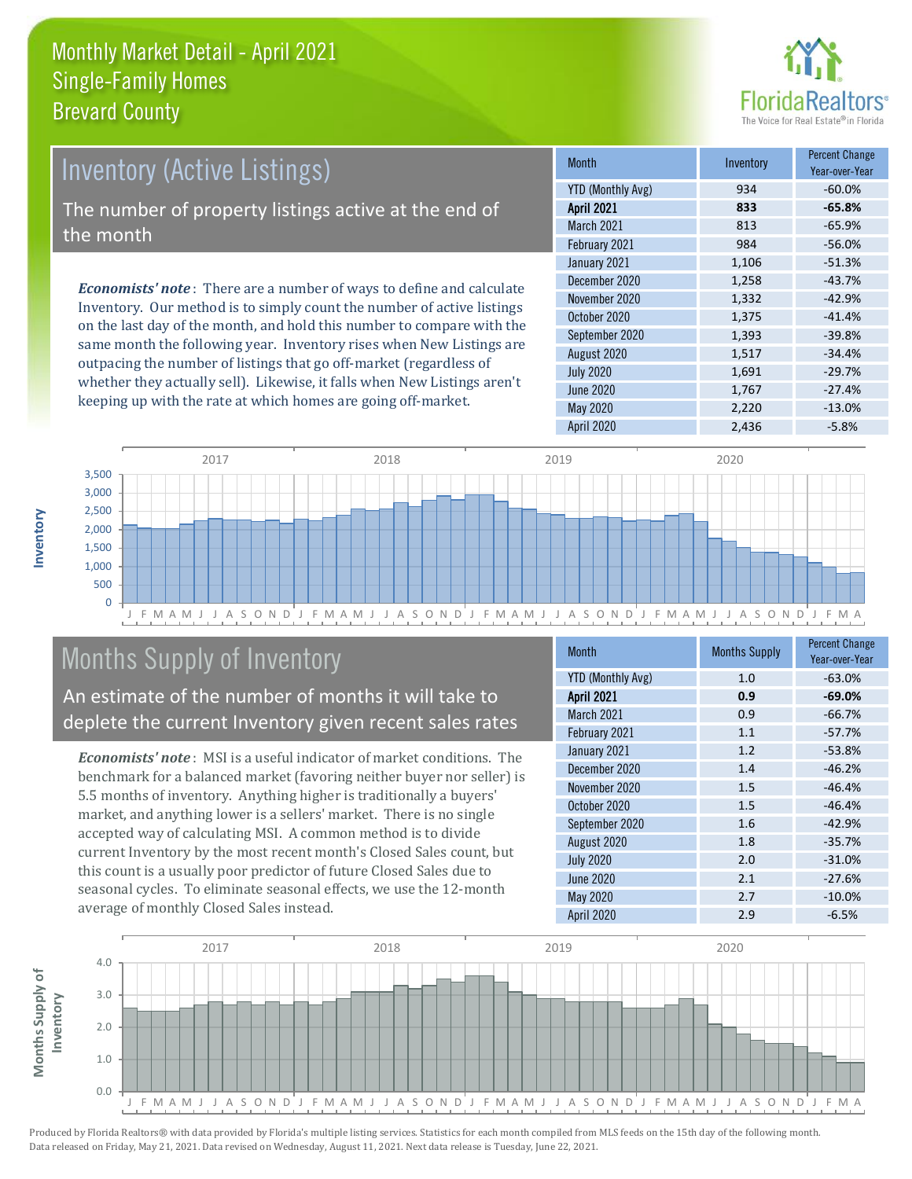# Monthly Market Detail - April 2021
## Single-Family Homes
## Brevard County

FloridaRealtors®
The Voice for Real Estate® in Florida

## Inventory (Active Listings)

The number of property listings active at the end of the month

***Economists' note***: There are a number of ways to define and calculate Inventory. Our method is to simply count the number of active listings on the last day of the month, and hold this number to compare with the same month the following year. Inventory rises when New Listings are outpacing the number of listings that go off-market (regardless of whether they actually sell). Likewise, it falls when New Listings aren't keeping up with the rate at which homes are going off-market.

| Month | Inventory | Percent Change Year-over-Year |
|---|---|---|
| YTD (Monthly Avg) | 934 | -60.0% |
| **April 2021** | **833** | **-65.8%** |
| March 2021 | 813 | -65.9% |
| February 2021 | 984 | -56.0% |
| January 2021 | 1,106 | -51.3% |
| December 2020 | 1,258 | -43.7% |
| November 2020 | 1,332 | -42.9% |
| October 2020 | 1,375 | -41.4% |
| September 2020 | 1,393 | -39.8% |
| August 2020 | 1,517 | -34.4% |
| July 2020 | 1,691 | -29.7% |
| June 2020 | 1,767 | -27.4% |
| May 2020 | 2,220 | -13.0% |
| April 2020 | 2,436 | -5.8% |

Inventory

2017 2018 2019 2020

3,500 3,000 2,500 2,000 1,500 1,000 500 0

J F M A M J J A S O N D J F M A M J J A S O N D J F M A M J J A S O N D J F M A M J J A S O N D J F M A

## Months Supply of Inventory

An estimate of the number of months it will take to deplete the current Inventory given recent sales rates

***Economists' note***: MSI is a useful indicator of market conditions. The benchmark for a balanced market (favoring neither buyer nor seller) is 5.5 months of inventory. Anything higher is traditionally a buyers' market, and anything lower is a sellers' market. There is no single accepted way of calculating MSI. A common method is to divide current Inventory by the most recent month's Closed Sales count, but this count is a usually poor predictor of future Closed Sales due to seasonal cycles. To eliminate seasonal effects, we use the 12-month average of monthly Closed Sales instead.

| Month | Months Supply | Percent Change Year-over-Year |
|---|---|---|
| YTD (Monthly Avg) | 1.0 | -63.0% |
| **April 2021** | **0.9** | **-69.0%** |
| March 2021 | 0.9 | -66.7% |
| February 2021 | 1.1 | -57.7% |
| January 2021 | 1.2 | -53.8% |
| December 2020 | 1.4 | -46.2% |
| November 2020 | 1.5 | -46.4% |
| October 2020 | 1.5 | -46.4% |
| September 2020 | 1.6 | -42.9% |
| August 2020 | 1.8 | -35.7% |
| July 2020 | 2.0 | -31.0% |
| June 2020 | 2.1 | -27.6% |
| May 2020 | 2.7 | -10.0% |
| April 2020 | 2.9 | -6.5% |

Months Supply of Inventory

2017 2018 2019 2020

4.0 3.0 2.0 1.0 0.0

J F M A M J J A S O N D J F M A M J J A S O N D J F M A M J J A S O N D J F M A M J J A S O N D J F M A

Produced by Florida Realtors® with data provided by Florida's multiple listing services. Statistics for each month compiled from MLS feeds on the 15th day of the following month. Data released on Friday, May 21, 2021. Data revised on Wednesday, August 11, 2021. Next data release is Tuesday, June 22, 2021.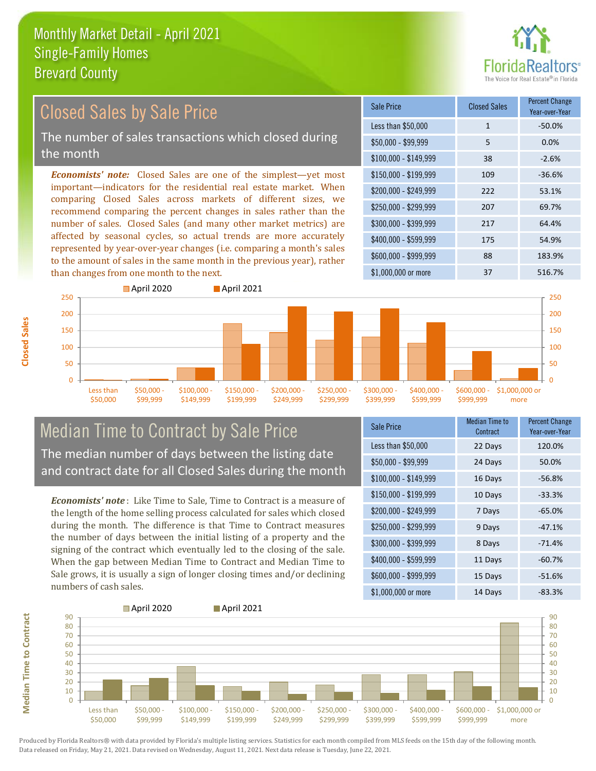# Monthly Market Detail - April 2021
## Single-Family Homes
## Brevard County

## Closed Sales by Sale Price

The number of sales transactions which closed during the month

***Economists' note:*** Closed Sales are one of the simplest—yet most important—indicators for the residential real estate market. When comparing Closed Sales across markets of different sizes, we recommend comparing the percent changes in sales rather than the number of sales. Closed Sales (and many other market metrics) are affected by seasonal cycles, so actual trends are more accurately represented by year-over-year changes (i.e. comparing a month's sales to the amount of sales in the same month in the previous year), rather than changes from one month to the next.

| Sale Price | Closed Sales | Percent Change Year-over-Year |
|---|---|---|
| Less than $50,000 | 1 | -50.0% |
| $50,000 - $99,999 | 5 | 0.0% |
| $100,000 - $149,999 | 38 | -2.6% |
| $150,000 - $199,999 | 109 | -36.6% |
| $200,000 - $249,999 | 222 | 53.1% |
| $250,000 - $299,999 | 207 | 69.7% |
| $300,000 - $399,999 | 217 | 64.4% |
| $400,000 - $599,999 | 175 | 54.9% |
| $600,000 - $999,999 | 88 | 183.9% |
| $1,000,000 or more | 37 | 516.7% |

## Median Time to Contract by Sale Price

The median number of days between the listing date and contract date for all Closed Sales during the month

***Economists' note*** : Like Time to Sale, Time to Contract is a measure of the length of the home selling process calculated for sales which closed during the month. The difference is that Time to Contract measures the number of days between the initial listing of a property and the signing of the contract which eventually led to the closing of the sale. When the gap between Median Time to Contract and Median Time to Sale grows, it is usually a sign of longer closing times and/or declining numbers of cash sales.

| Sale Price | Median Time to Contract | Percent Change Year-over-Year |
|---|---|---|
| Less than $50,000 | 22 Days | 120.0% |
| $50,000 - $99,999 | 24 Days | 50.0% |
| $100,000 - $149,999 | 16 Days | -56.8% |
| $150,000 - $199,999 | 10 Days | -33.3% |
| $200,000 - $249,999 | 7 Days | -65.0% |
| $250,000 - $299,999 | 9 Days | -47.1% |
| $300,000 - $399,999 | 8 Days | -71.4% |
| $400,000 - $599,999 | 11 Days | -60.7% |
| $600,000 - $999,999 | 15 Days | -51.6% |
| $1,000,000 or more | 14 Days | -83.3% |

Produced by Florida Realtors® with data provided by Florida's multiple listing services. Statistics for each month compiled from MLS feeds on the 15th day of the following month. Data released on Friday, May 21, 2021. Data revised on Wednesday, August 11, 2021. Next data release is Tuesday, June 22, 2021.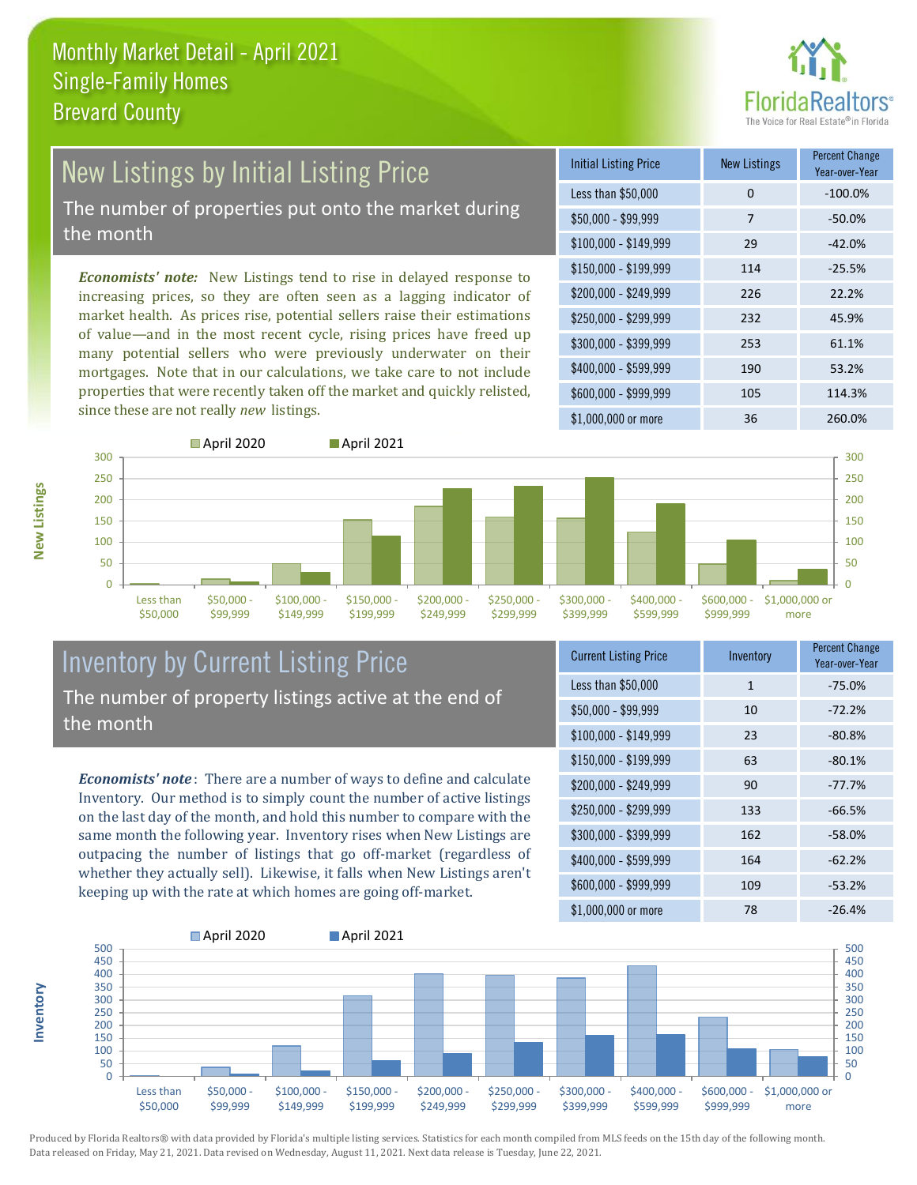Monthly Market Detail - April 2021
Single-Family Homes
Brevard County

## New Listings by Initial Listing Price

The number of properties put onto the market during the month

*Economists' note:* New Listings tend to rise in delayed response to increasing prices, so they are often seen as a lagging indicator of market health. As prices rise, potential sellers raise their estimations of value—and in the most recent cycle, rising prices have freed up many potential sellers who were previously underwater on their mortgages. Note that in our calculations, we take care to not include properties that were recently taken off the market and quickly relisted, since these are not really *new* listings.

| Initial Listing Price | New Listings | Percent Change Year-over-Year |
|---|---|---|
| Less than $50,000 | 0 | -100.0% |
| $50,000 - $99,999 | 7 | -50.0% |
| $100,000 - $149,999 | 29 | -42.0% |
| $150,000 - $199,999 | 114 | -25.5% |
| $200,000 - $249,999 | 226 | 22.2% |
| $250,000 - $299,999 | 232 | 45.9% |
| $300,000 - $399,999 | 253 | 61.1% |
| $400,000 - $599,999 | 190 | 53.2% |
| $600,000 - $999,999 | 105 | 114.3% |
| $1,000,000 or more | 36 | 260.0% |

April 2020 April 2021

New Listings

300 250 200 150 100 50 0

Less than $50,000; $50,000 - $99,999; $100,000 - $149,999; $150,000 - $199,999; $200,000 - $249,999; $250,000 - $299,999; $300,000 - $399,999; $400,000 - $599,999; $600,000 - $999,999; $1,000,000 or more

## Inventory by Current Listing Price

The number of property listings active at the end of the month

***Economists' note***: There are a number of ways to define and calculate Inventory. Our method is to simply count the number of active listings on the last day of the month, and hold this number to compare with the same month the following year. Inventory rises when New Listings are outpacing the number of listings that go off-market (regardless of whether they actually sell). Likewise, it falls when New Listings aren't keeping up with the rate at which homes are going off-market.

| Current Listing Price | Inventory | Percent Change Year-over-Year |
|---|---|---|
| Less than $50,000 | 1 | -75.0% |
| $50,000 - $99,999 | 10 | -72.2% |
| $100,000 - $149,999 | 23 | -80.8% |
| $150,000 - $199,999 | 63 | -80.1% |
| $200,000 - $249,999 | 90 | -77.7% |
| $250,000 - $299,999 | 133 | -66.5% |
| $300,000 - $399,999 | 162 | -58.0% |
| $400,000 - $599,999 | 164 | -62.2% |
| $600,000 - $999,999 | 109 | -53.2% |
| $1,000,000 or more | 78 | -26.4% |

April 2020 April 2021

Inventory

500 450 400 350 300 250 200 150 100 50 0

Less than $50,000; $50,000 - $99,999; $100,000 - $149,999; $150,000 - $199,999; $200,000 - $249,999; $250,000 - $299,999; $300,000 - $399,999; $400,000 - $599,999; $600,000 - $999,999; $1,000,000 or more

Produced by Florida Realtors® with data provided by Florida's multiple listing services. Statistics for each month compiled from MLS feeds on the 15th day of the following month. Data released on Friday, May 21, 2021. Data revised on Wednesday, August 11, 2021. Next data release is Tuesday, June 22, 2021.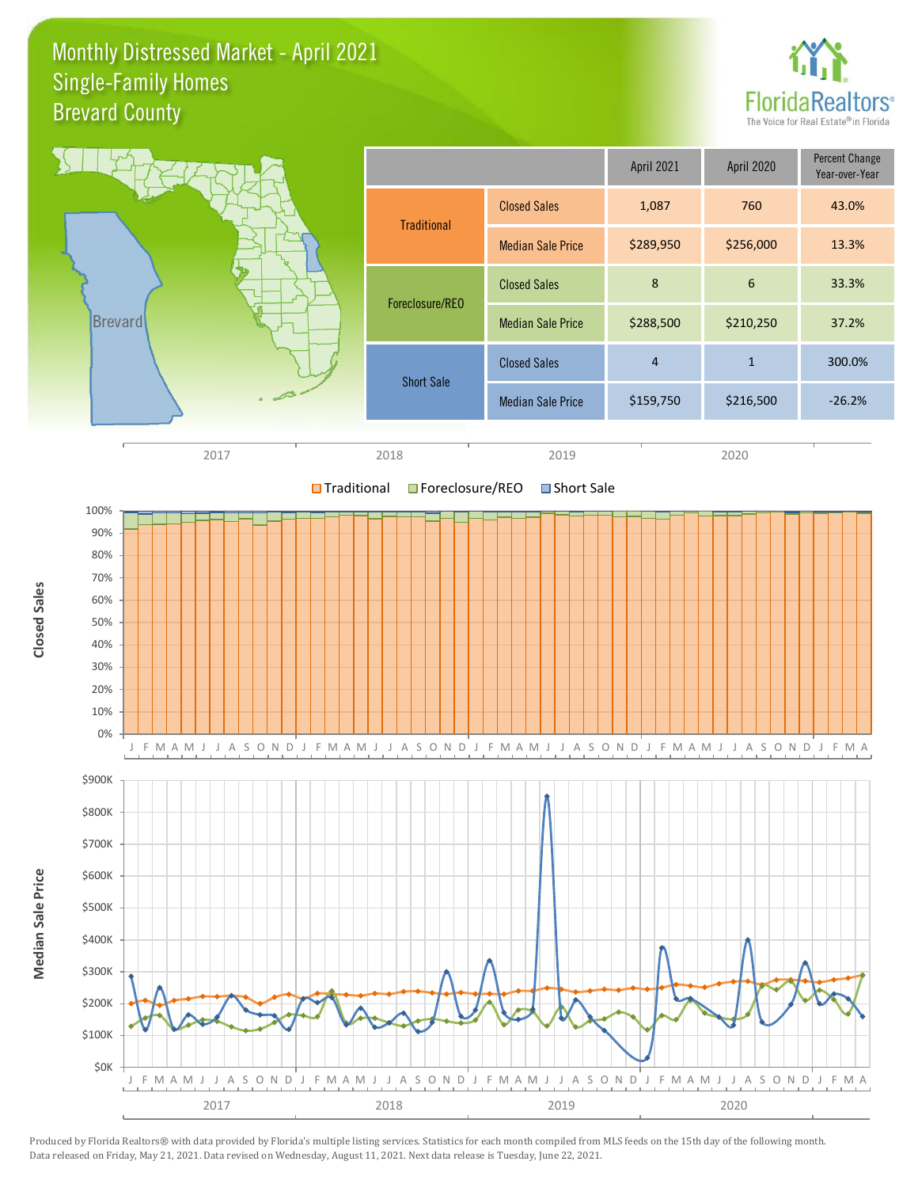# Monthly Distressed Market - April 2021
## Single-Family Homes
## Brevard County

FloridaRealtors®
The Voice for Real Estate® in Florida

Brevard

| | | April 2021 | April 2020 | Percent Change Year-over-Year |
|---|---|---|---|---|
| Traditional | Closed Sales | 1,087 | 760 | 43.0% |
| | Median Sale Price | $289,950 | $256,000 | 13.3% |
| Foreclosure/REO | Closed Sales | 8 | 6 | 33.3% |
| | Median Sale Price | $288,500 | $210,250 | 37.2% |
| Short Sale | Closed Sales | 4 | 1 | 300.0% |
| | Median Sale Price | $159,750 | $216,500 | -26.2% |

2017 2018 2019 2020

Traditional Foreclosure/REO Short Sale

Closed Sales

100% 90% 80% 70% 60% 50% 40% 30% 20% 10% 0%

J F M A M J J A S O N D J F M A M J J A S O N D J F M A M J J A S O N D J F M A M J J A S O N D J F M A

Median Sale Price

$900K $800K $700K $600K $500K $400K $300K $200K $100K $0K

J F M A M J J A S O N D J F M A M J J A S O N D J F M A M J J A S O N D J F M A M J J A S O N D J F M A

2017 2018 2019 2020

Produced by Florida Realtors® with data provided by Florida's multiple listing services. Statistics for each month compiled from MLS feeds on the 15th day of the following month. Data released on Friday, May 21, 2021. Data revised on Wednesday, August 11, 2021. Next data release is Tuesday, June 22, 2021.